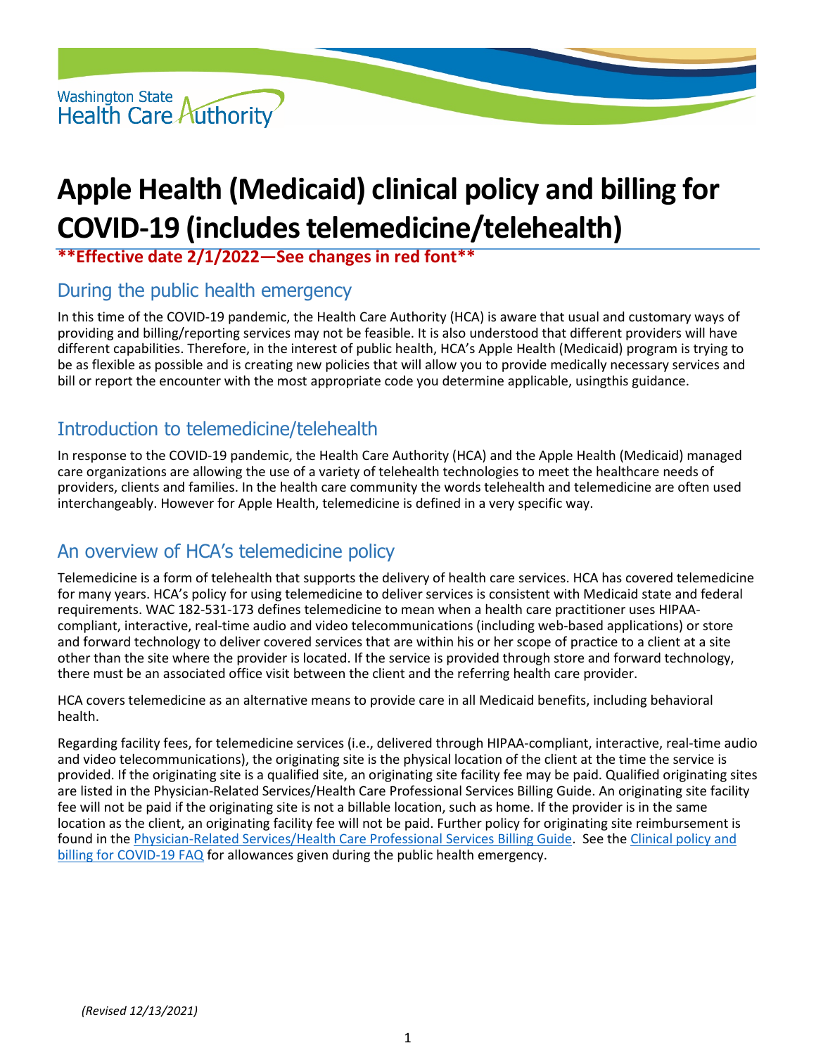# Apple Health (Medicaid) clinical policy and billing for COVID-19 (includes telemedicine/telehealth)

**\*\*Effective date 2/1/2022—See changes in red font\*\***

## During the public health emergency

In this time of the COVID-19 pandemic, the Health Care Authority (HCA) is aware that usual and customary ways of providing and billing/reporting services may not be feasible. It is also understood that different providers will have different capabilities. Therefore, in the interest of public health, HCA's Apple Health (Medicaid) program is trying to be as flexible as possible and is creating new policies that will allow you to provide medically necessary services and bill or report the encounter with the most appropriate code you determine applicable, usingthis guidance.

## Introduction to telemedicine/telehealth

In response to the COVID-19 pandemic, the Health Care Authority (HCA) and the Apple Health (Medicaid) managed care organizations are allowing the use of a variety of telehealth technologies to meet the healthcare needs of providers, clients and families. In the health care community the words telehealth and telemedicine are often used interchangeably. However for Apple Health, telemedicine is defined in a very specific way.

## An overview of HCA's telemedicine policy

Telemedicine is a form of telehealth that supports the delivery of health care services. HCA has covered telemedicine for many years. HCA's policy for using telemedicine to deliver services is consistent with Medicaid state and federal requirements. WAC 182-531-173 defines telemedicine to mean when a health care practitioner uses HIPAA-compliant, interactive, real-time audio and video telecommunications (including web-based applications) or store and forward technology to deliver covered services that are within his or her scope of practice to a client at a site other than the site where the provider is located. If the service is provided through store and forward technology, there must be an associated office visit between the client and the referring health care provider.

HCA covers telemedicine as an alternative means to provide care in all Medicaid benefits, including behavioral health.

Regarding facility fees, for telemedicine services (i.e., delivered through HIPAA-compliant, interactive, real-time audio and video telecommunications), the originating site is the physical location of the client at the time the service is provided. If the originating site is a qualified site, an originating site facility fee may be paid. Qualified originating sites are listed in the Physician-Related Services/Health Care Professional Services Billing Guide. An originating site facility fee will not be paid if the originating site is not a billable location, such as home. If the provider is in the same location as the client, an originating facility fee will not be paid. Further policy for originating site reimbursement is found in the Physician-Related Services/Health Care Professional Services Billing Guide. See the Clinical policy and billing for COVID-19 FAQ for allowances given during the public health emergency.

*(Revised 12/13/2021)*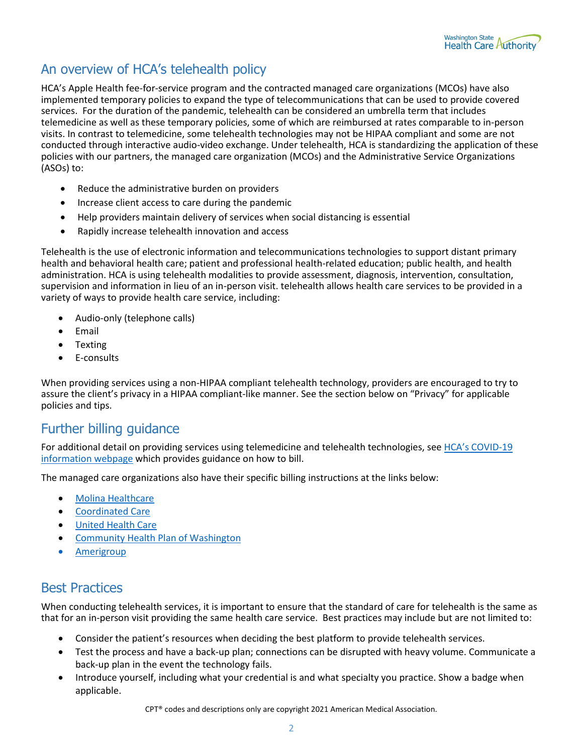## An overview of HCA's telehealth policy

HCA's Apple Health fee-for-service program and the contracted managed care organizations (MCOs) have also implemented temporary policies to expand the type of telecommunications that can be used to provide covered services. For the duration of the pandemic, telehealth can be considered an umbrella term that includes telemedicine as well as these temporary policies, some of which are reimbursed at rates comparable to in-person visits. In contrast to telemedicine, some telehealth technologies may not be HIPAA compliant and some are not conducted through interactive audio-video exchange. Under telehealth, HCA is standardizing the application of these policies with our partners, the managed care organization (MCOs) and the Administrative Service Organizations (ASOs) to:

- Reduce the administrative burden on providers
- Increase client access to care during the pandemic
- Help providers maintain delivery of services when social distancing is essential
- Rapidly increase telehealth innovation and access

Telehealth is the use of electronic information and telecommunications technologies to support distant primary health and behavioral health care; patient and professional health-related education; public health, and health administration. HCA is using telehealth modalities to provide assessment, diagnosis, intervention, consultation, supervision and information in lieu of an in-person visit. telehealth allows health care services to be provided in a variety of ways to provide health care service, including:

- Audio-only (telephone calls)
- Email
- Texting
- E-consults

When providing services using a non-HIPAA compliant telehealth technology, providers are encouraged to try to assure the client's privacy in a HIPAA compliant-like manner. See the section below on "Privacy" for applicable policies and tips.

## Further billing guidance

For additional detail on providing services using telemedicine and telehealth technologies, see HCA's COVID-19 information webpage which provides guidance on how to bill.

The managed care organizations also have their specific billing instructions at the links below:

- Molina Healthcare
- Coordinated Care
- United Health Care
- Community Health Plan of Washington
- Amerigroup

## Best Practices

When conducting telehealth services, it is important to ensure that the standard of care for telehealth is the same as that for an in-person visit providing the same health care service. Best practices may include but are not limited to:

- Consider the patient's resources when deciding the best platform to provide telehealth services.
- Test the process and have a back-up plan; connections can be disrupted with heavy volume. Communicate a back-up plan in the event the technology fails.
- Introduce yourself, including what your credential is and what specialty you practice. Show a badge when applicable.

CPT® codes and descriptions only are copyright 2021 American Medical Association.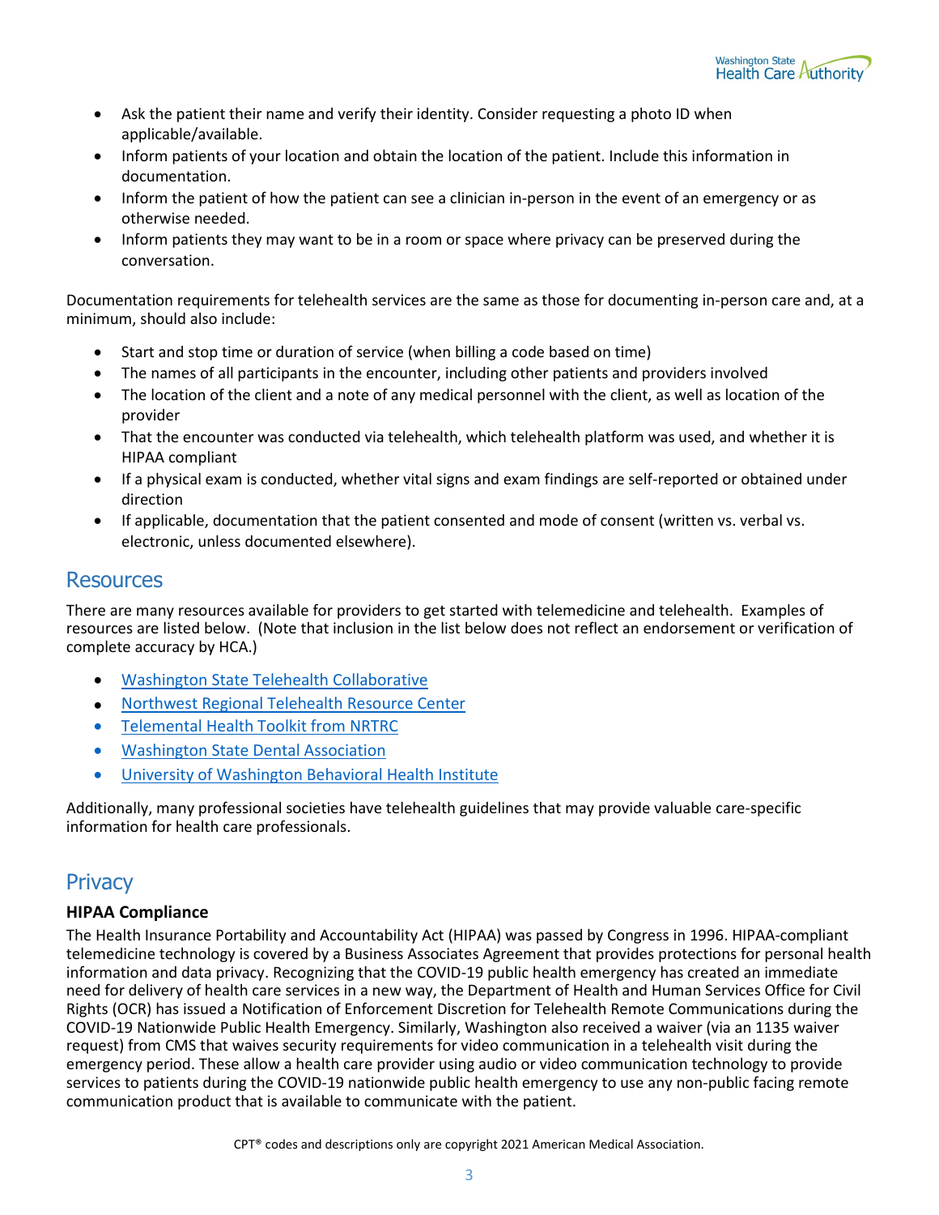- Ask the patient their name and verify their identity. Consider requesting a photo ID when applicable/available.
- Inform patients of your location and obtain the location of the patient. Include this information in documentation.
- Inform the patient of how the patient can see a clinician in-person in the event of an emergency or as otherwise needed.
- Inform patients they may want to be in a room or space where privacy can be preserved during the conversation.

Documentation requirements for telehealth services are the same as those for documenting in-person care and, at a minimum, should also include:

- Start and stop time or duration of service (when billing a code based on time)
- The names of all participants in the encounter, including other patients and providers involved
- The location of the client and a note of any medical personnel with the client, as well as location of the provider
- That the encounter was conducted via telehealth, which telehealth platform was used, and whether it is HIPAA compliant
- If a physical exam is conducted, whether vital signs and exam findings are self-reported or obtained under direction
- If applicable, documentation that the patient consented and mode of consent (written vs. verbal vs. electronic, unless documented elsewhere).

## Resources

There are many resources available for providers to get started with telemedicine and telehealth. Examples of resources are listed below. (Note that inclusion in the list below does not reflect an endorsement or verification of complete accuracy by HCA.)

- Washington State Telehealth Collaborative
- Northwest Regional Telehealth Resource Center
- Telemental Health Toolkit from NRTRC
- Washington State Dental Association
- University of Washington Behavioral Health Institute

Additionally, many professional societies have telehealth guidelines that may provide valuable care-specific information for health care professionals.

## Privacy

### HIPAA Compliance

The Health Insurance Portability and Accountability Act (HIPAA) was passed by Congress in 1996. HIPAA-compliant telemedicine technology is covered by a Business Associates Agreement that provides protections for personal health information and data privacy. Recognizing that the COVID-19 public health emergency has created an immediate need for delivery of health care services in a new way, the Department of Health and Human Services Office for Civil Rights (OCR) has issued a Notification of Enforcement Discretion for Telehealth Remote Communications during the COVID-19 Nationwide Public Health Emergency. Similarly, Washington also received a waiver (via an 1135 waiver request) from CMS that waives security requirements for video communication in a telehealth visit during the emergency period. These allow a health care provider using audio or video communication technology to provide services to patients during the COVID-19 nationwide public health emergency to use any non-public facing remote communication product that is available to communicate with the patient.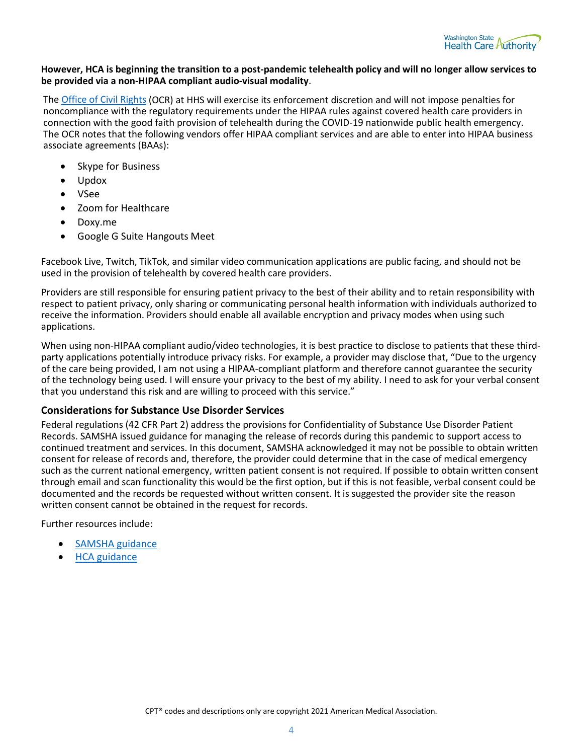**However, HCA is beginning the transition to a post-pandemic telehealth policy and will no longer allow services to be provided via a non-HIPAA compliant audio-visual modality**.

The Office of Civil Rights (OCR) at HHS will exercise its enforcement discretion and will not impose penalties for noncompliance with the regulatory requirements under the HIPAA rules against covered health care providers in connection with the good faith provision of telehealth during the COVID-19 nationwide public health emergency. The OCR notes that the following vendors offer HIPAA compliant services and are able to enter into HIPAA business associate agreements (BAAs):

- Skype for Business
- Updox
- VSee
- Zoom for Healthcare
- Doxy.me
- Google G Suite Hangouts Meet

Facebook Live, Twitch, TikTok, and similar video communication applications are public facing, and should not be used in the provision of telehealth by covered health care providers.

Providers are still responsible for ensuring patient privacy to the best of their ability and to retain responsibility with respect to patient privacy, only sharing or communicating personal health information with individuals authorized to receive the information. Providers should enable all available encryption and privacy modes when using such applications.

When using non-HIPAA compliant audio/video technologies, it is best practice to disclose to patients that these third-party applications potentially introduce privacy risks. For example, a provider may disclose that, "Due to the urgency of the care being provided, I am not using a HIPAA-compliant platform and therefore cannot guarantee the security of the technology being used. I will ensure your privacy to the best of my ability. I need to ask for your verbal consent that you understand this risk and are willing to proceed with this service."

## Considerations for Substance Use Disorder Services

Federal regulations (42 CFR Part 2) address the provisions for Confidentiality of Substance Use Disorder Patient Records. SAMSHA issued guidance for managing the release of records during this pandemic to support access to continued treatment and services. In this document, SAMSHA acknowledged it may not be possible to obtain written consent for release of records and, therefore, the provider could determine that in the case of medical emergency such as the current national emergency, written patient consent is not required. If possible to obtain written consent through email and scan functionality this would be the first option, but if this is not feasible, verbal consent could be documented and the records be requested without written consent. It is suggested the provider site the reason written consent cannot be obtained in the request for records.

Further resources include:

- SAMSHA guidance
- HCA guidance

CPT® codes and descriptions only are copyright 2021 American Medical Association.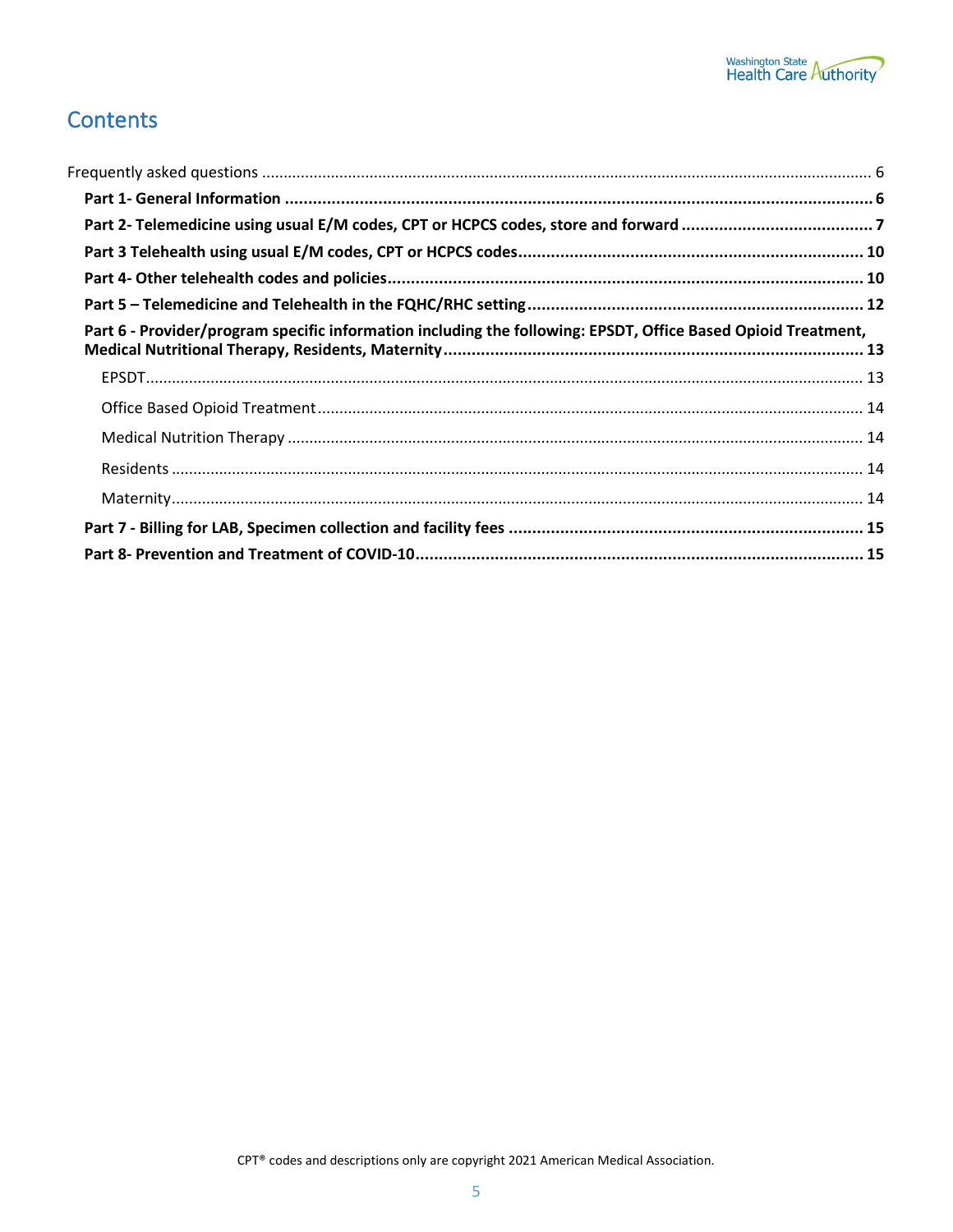# Contents

Frequently asked questions ........................................................................................................................................ 6

**Part 1- General Information** ................................................................................................................................ **6**

**Part 2- Telemedicine using usual E/M codes, CPT or HCPCS codes, store and forward** .......................................... **7**

**Part 3 Telehealth using usual E/M codes, CPT or HCPCS codes** ........................................................................... **10**

**Part 4- Other telehealth codes and policies** ....................................................................................................... **10**

**Part 5 – Telemedicine and Telehealth in the FQHC/RHC setting** ......................................................................... **12**

**Part 6 - Provider/program specific information including the following: EPSDT, Office Based Opioid Treatment, Medical Nutritional Therapy, Residents, Maternity** ........................................................................................... **13**

EPSDT ..................................................................................................................................................................... 13

Office Based Opioid Treatment .............................................................................................................................. 14

Medical Nutrition Therapy ..................................................................................................................................... 14

Residents ................................................................................................................................................................ 14

Maternity ................................................................................................................................................................ 14

**Part 7 - Billing for LAB, Specimen collection and facility fees** ............................................................................. **15**

**Part 8- Prevention and Treatment of COVID-10** ................................................................................................. **15**

CPT® codes and descriptions only are copyright 2021 American Medical Association.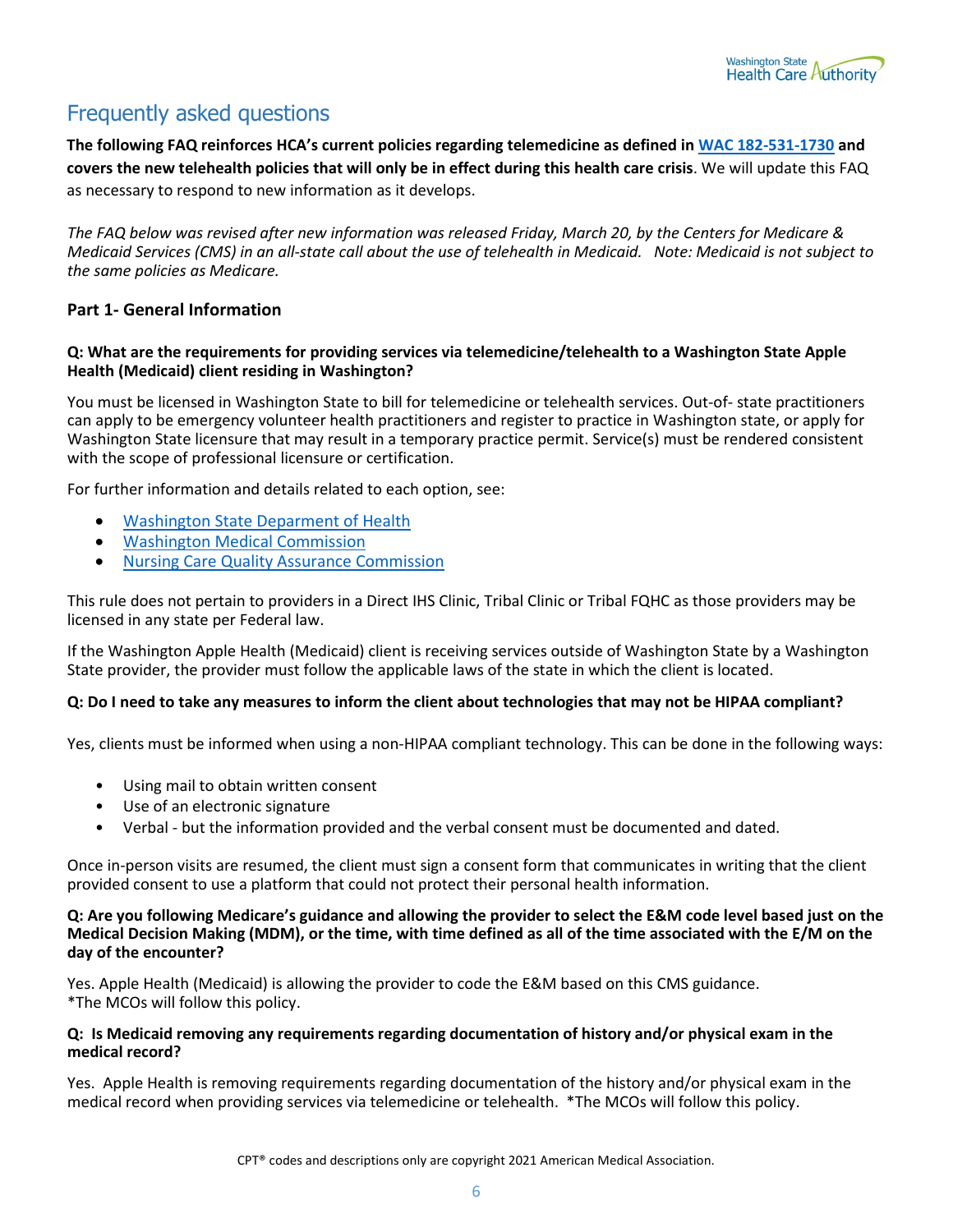## Frequently asked questions

**The following FAQ reinforces HCA's current policies regarding telemedicine as defined in [WAC 182-531-1730](#) and covers the new telehealth policies that will only be in effect during this health care crisis**. We will update this FAQ as necessary to respond to new information as it develops.

*The FAQ below was revised after new information was released Friday, March 20, by the Centers for Medicare & Medicaid Services (CMS) in an all-state call about the use of telehealth in Medicaid. Note: Medicaid is not subject to the same policies as Medicare.*

### Part 1- General Information

**Q: What are the requirements for providing services via telemedicine/telehealth to a Washington State Apple Health (Medicaid) client residing in Washington?**

You must be licensed in Washington State to bill for telemedicine or telehealth services. Out-of- state practitioners can apply to be emergency volunteer health practitioners and register to practice in Washington state, or apply for Washington State licensure that may result in a temporary practice permit. Service(s) must be rendered consistent with the scope of professional licensure or certification.

For further information and details related to each option, see:

- Washington State Depardment of Health
- Washington Medical Commission
- Nursing Care Quality Assurance Commission

This rule does not pertain to providers in a Direct IHS Clinic, Tribal Clinic or Tribal FQHC as those providers may be licensed in any state per Federal law.

If the Washington Apple Health (Medicaid) client is receiving services outside of Washington State by a Washington State provider, the provider must follow the applicable laws of the state in which the client is located.

**Q: Do I need to take any measures to inform the client about technologies that may not be HIPAA compliant?**

Yes, clients must be informed when using a non-HIPAA compliant technology. This can be done in the following ways:

- Using mail to obtain written consent
- Use of an electronic signature
- Verbal - but the information provided and the verbal consent must be documented and dated.

Once in-person visits are resumed, the client must sign a consent form that communicates in writing that the client provided consent to use a platform that could not protect their personal health information.

**Q: Are you following Medicare's guidance and allowing the provider to select the E&M code level based just on the Medical Decision Making (MDM), or the time, with time defined as all of the time associated with the E/M on the day of the encounter?**

Yes. Apple Health (Medicaid) is allowing the provider to code the E&M based on this CMS guidance.
*The MCOs will follow this policy.

**Q: Is Medicaid removing any requirements regarding documentation of history and/or physical exam in the medical record?**

Yes. Apple Health is removing requirements regarding documentation of the history and/or physical exam in the medical record when providing services via telemedicine or telehealth. *The MCOs will follow this policy.

CPT® codes and descriptions only are copyright 2021 American Medical Association.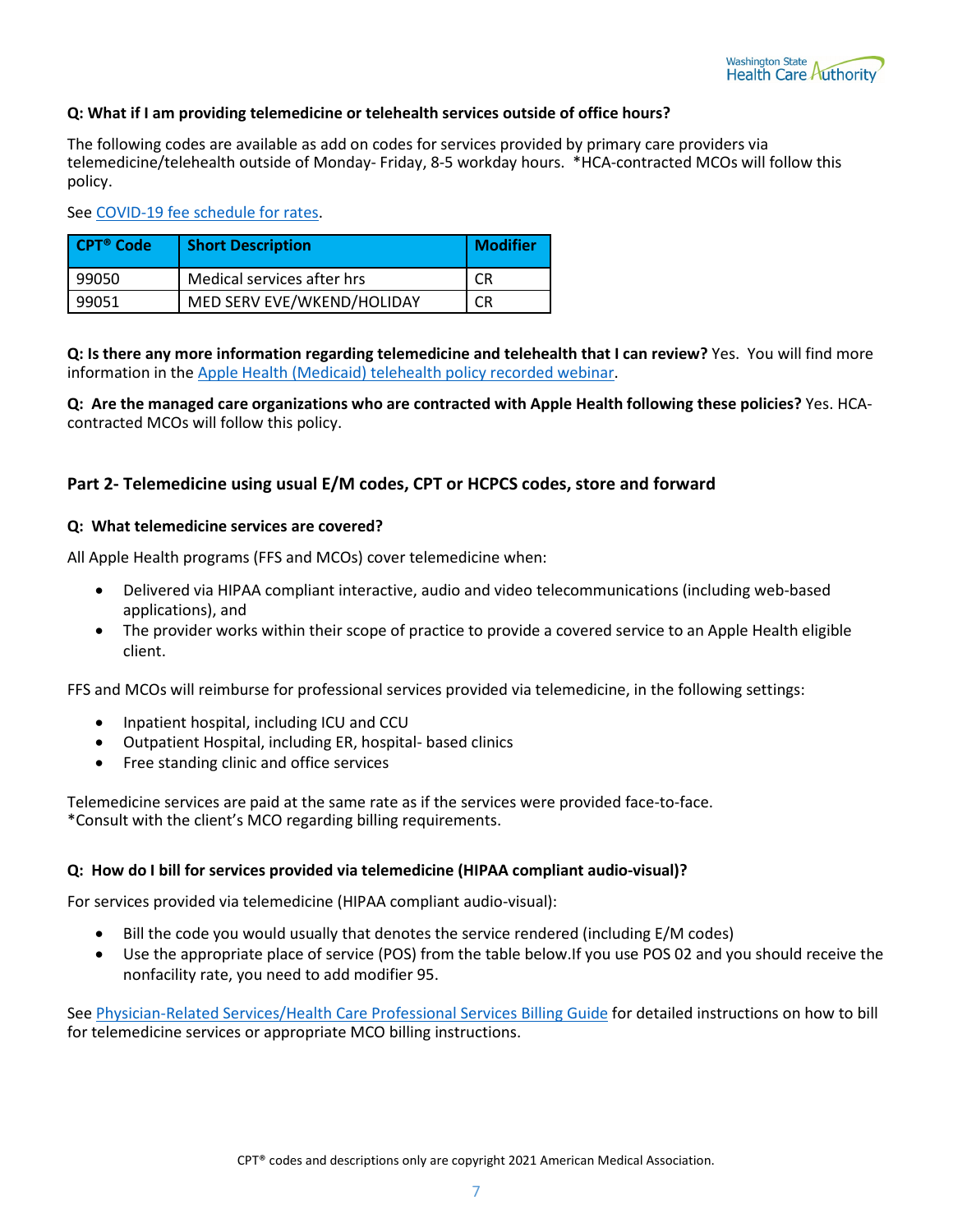**Q: What if I am providing telemedicine or telehealth services outside of office hours?**

The following codes are available as add on codes for services provided by primary care providers via telemedicine/telehealth outside of Monday- Friday, 8-5 workday hours. *HCA-contracted MCOs will follow this policy.

See [COVID-19 fee schedule for rates](#).

| CPT® Code | Short Description | Modifier |
|---|---|---|
| 99050 | Medical services after hrs | CR |
| 99051 | MED SERV EVE/WKEND/HOLIDAY | CR |

**Q: Is there any more information regarding telemedicine and telehealth that I can review?** Yes. You will find more information in the [Apple Health (Medicaid) telehealth policy recorded webinar](#).

**Q: Are the managed care organizations who are contracted with Apple Health following these policies?** Yes. HCA-contracted MCOs will follow this policy.

## Part 2- Telemedicine using usual E/M codes, CPT or HCPCS codes, store and forward

**Q: What telemedicine services are covered?**

All Apple Health programs (FFS and MCOs) cover telemedicine when:

- Delivered via HIPAA compliant interactive, audio and video telecommunications (including web-based applications), and
- The provider works within their scope of practice to provide a covered service to an Apple Health eligible client.

FFS and MCOs will reimburse for professional services provided via telemedicine, in the following settings:

- Inpatient hospital, including ICU and CCU
- Outpatient Hospital, including ER, hospital- based clinics
- Free standing clinic and office services

Telemedicine services are paid at the same rate as if the services were provided face-to-face.
*Consult with the client's MCO regarding billing requirements.

**Q: How do I bill for services provided via telemedicine (HIPAA compliant audio-visual)?**

For services provided via telemedicine (HIPAA compliant audio-visual):

- Bill the code you would usually that denotes the service rendered (including E/M codes)
- Use the appropriate place of service (POS) from the table below.If you use POS 02 and you should receive the nonfacility rate, you need to add modifier 95.

See [Physician-Related Services/Health Care Professional Services Billing Guide](#) for detailed instructions on how to bill for telemedicine services or appropriate MCO billing instructions.

CPT® codes and descriptions only are copyright 2021 American Medical Association.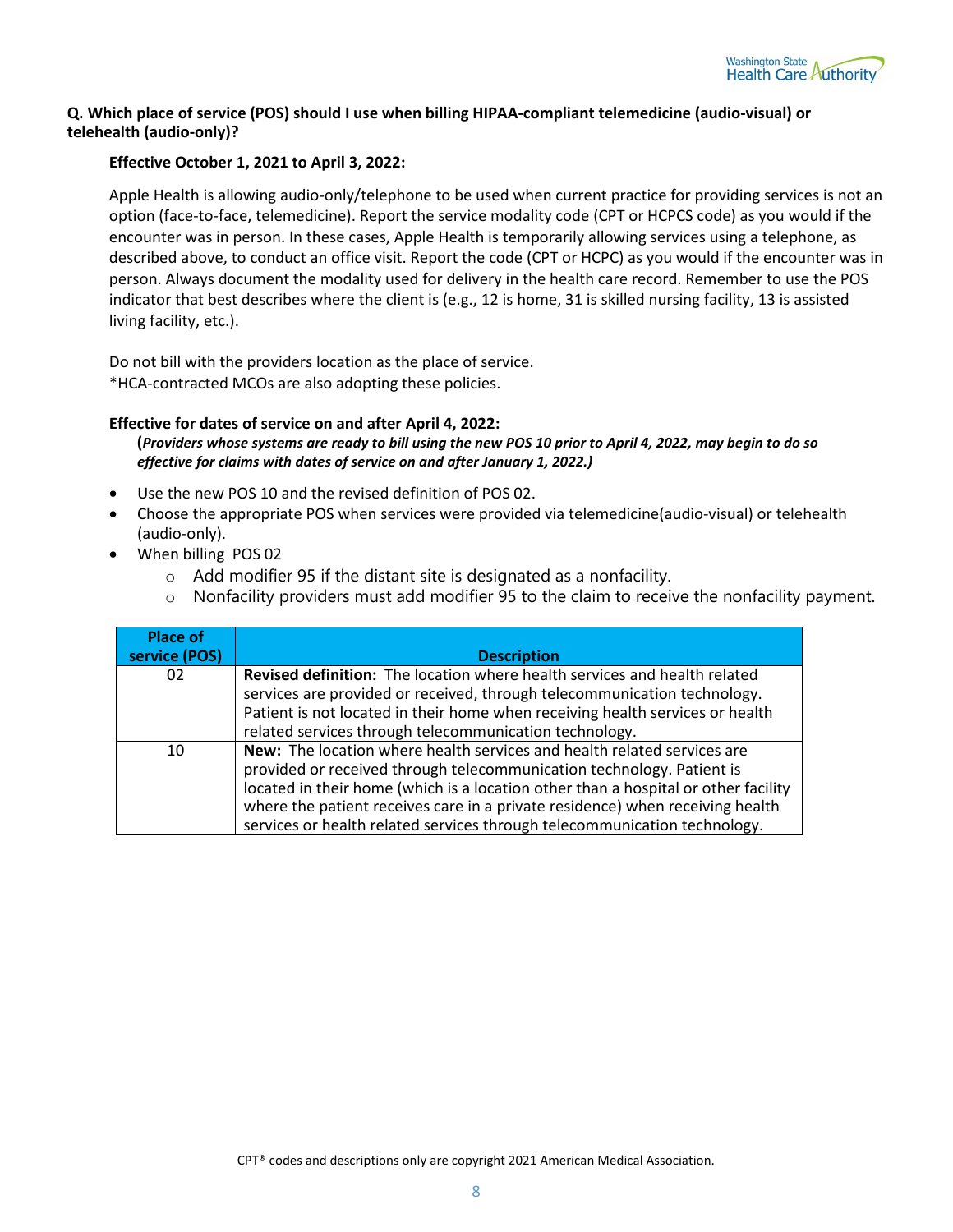**Q. Which place of service (POS) should I use when billing HIPAA-compliant telemedicine (audio-visual) or telehealth (audio-only)?**

**Effective October 1, 2021 to April 3, 2022:**

Apple Health is allowing audio-only/telephone to be used when current practice for providing services is not an option (face-to-face, telemedicine). Report the service modality code (CPT or HCPCS code) as you would if the encounter was in person. In these cases, Apple Health is temporarily allowing services using a telephone, as described above, to conduct an office visit. Report the code (CPT or HCPC) as you would if the encounter was in person. Always document the modality used for delivery in the health care record. Remember to use the POS indicator that best describes where the client is (e.g., 12 is home, 31 is skilled nursing facility, 13 is assisted living facility, etc.).

Do not bill with the providers location as the place of service.
*HCA-contracted MCOs are also adopting these policies.

**Effective for dates of service on and after April 4, 2022:**
**(*Providers whose systems are ready to bill using the new POS 10 prior to April 4, 2022, may begin to do so effective for claims with dates of service on and after January 1, 2022.)***

- Use the new POS 10 and the revised definition of POS 02.
- Choose the appropriate POS when services were provided via telemedicine(audio-visual) or telehealth (audio-only).
- When billing POS 02
  - Add modifier 95 if the distant site is designated as a nonfacility.
  - Nonfacility providers must add modifier 95 to the claim to receive the nonfacility payment.

| Place of service (POS) | Description |
|---|---|
| 02 | **Revised definition:** The location where health services and health related services are provided or received, through telecommunication technology. Patient is not located in their home when receiving health services or health related services through telecommunication technology. |
| 10 | **New:** The location where health services and health related services are provided or received through telecommunication technology. Patient is located in their home (which is a location other than a hospital or other facility where the patient receives care in a private residence) when receiving health services or health related services through telecommunication technology. |

CPT® codes and descriptions only are copyright 2021 American Medical Association.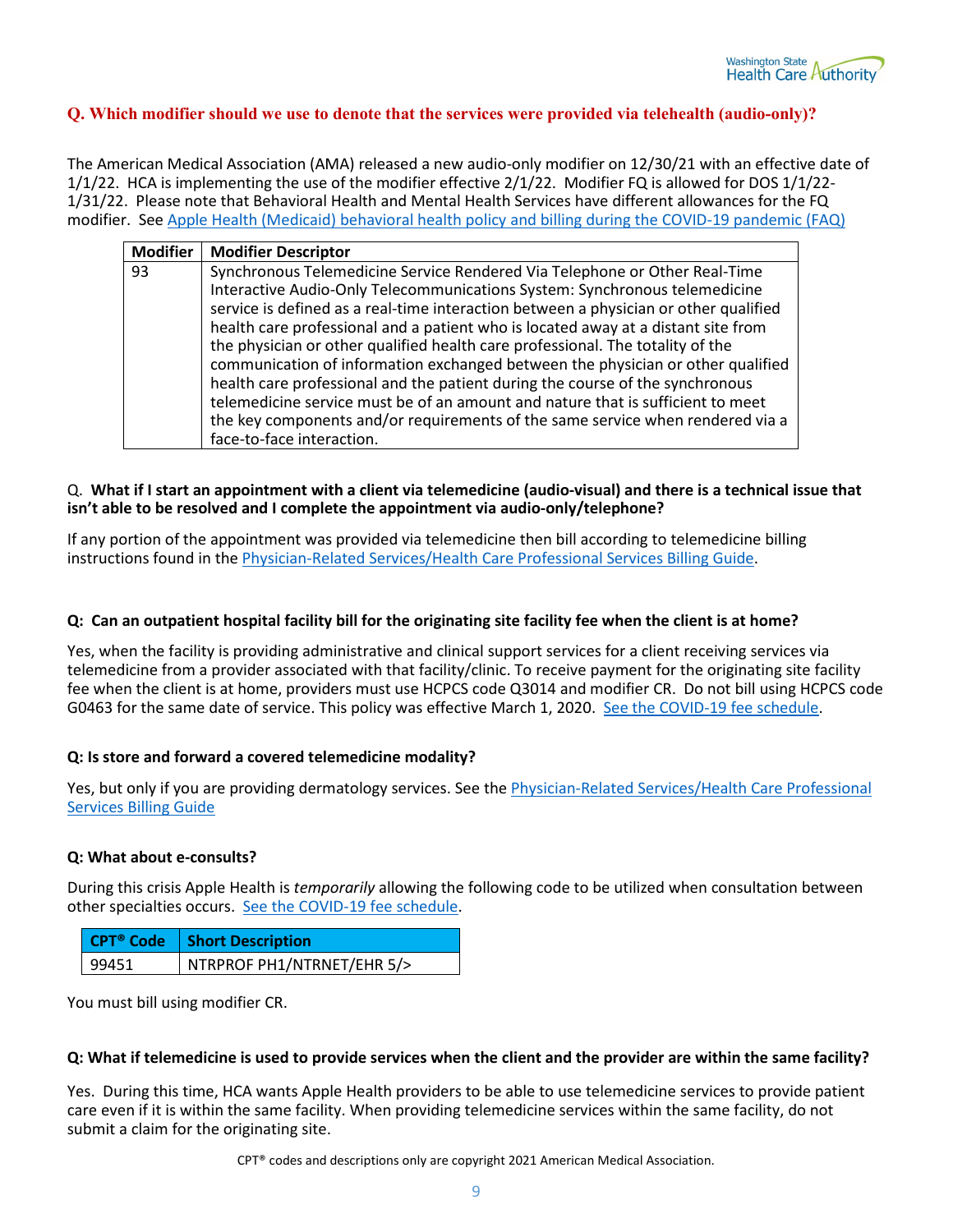**Q. Which modifier should we use to denote that the services were provided via telehealth (audio-only)?**

The American Medical Association (AMA) released a new audio-only modifier on 12/30/21 with an effective date of 1/1/22. HCA is implementing the use of the modifier effective 2/1/22. Modifier FQ is allowed for DOS 1/1/22-1/31/22. Please note that Behavioral Health and Mental Health Services have different allowances for the FQ modifier. See Apple Health (Medicaid) behavioral health policy and billing during the COVID-19 pandemic (FAQ)

| Modifier | Modifier Descriptor |
|---|---|
| 93 | Synchronous Telemedicine Service Rendered Via Telephone or Other Real-Time Interactive Audio-Only Telecommunications System: Synchronous telemedicine service is defined as a real-time interaction between a physician or other qualified health care professional and a patient who is located away at a distant site from the physician or other qualified health care professional. The totality of the communication of information exchanged between the physician or other qualified health care professional and the patient during the course of the synchronous telemedicine service must be of an amount and nature that is sufficient to meet the key components and/or requirements of the same service when rendered via a face-to-face interaction. |

Q. **What if I start an appointment with a client via telemedicine (audio-visual) and there is a technical issue that isn't able to be resolved and I complete the appointment via audio-only/telephone?**

If any portion of the appointment was provided via telemedicine then bill according to telemedicine billing instructions found in the Physician-Related Services/Health Care Professional Services Billing Guide.

**Q: Can an outpatient hospital facility bill for the originating site facility fee when the client is at home?**

Yes, when the facility is providing administrative and clinical support services for a client receiving services via telemedicine from a provider associated with that facility/clinic. To receive payment for the originating site facility fee when the client is at home, providers must use HCPCS code Q3014 and modifier CR. Do not bill using HCPCS code G0463 for the same date of service. This policy was effective March 1, 2020. See the COVID-19 fee schedule.

**Q: Is store and forward a covered telemedicine modality?**

Yes, but only if you are providing dermatology services. See the Physician-Related Services/Health Care Professional Services Billing Guide

**Q: What about e-consults?**

During this crisis Apple Health is *temporarily* allowing the following code to be utilized when consultation between other specialties occurs. See the COVID-19 fee schedule.

| CPT® Code | Short Description |
|---|---|
| 99451 | NTRPROF PH1/NTRNET/EHR 5/> |

You must bill using modifier CR.

**Q: What if telemedicine is used to provide services when the client and the provider are within the same facility?**

Yes. During this time, HCA wants Apple Health providers to be able to use telemedicine services to provide patient care even if it is within the same facility. When providing telemedicine services within the same facility, do not submit a claim for the originating site.

CPT® codes and descriptions only are copyright 2021 American Medical Association.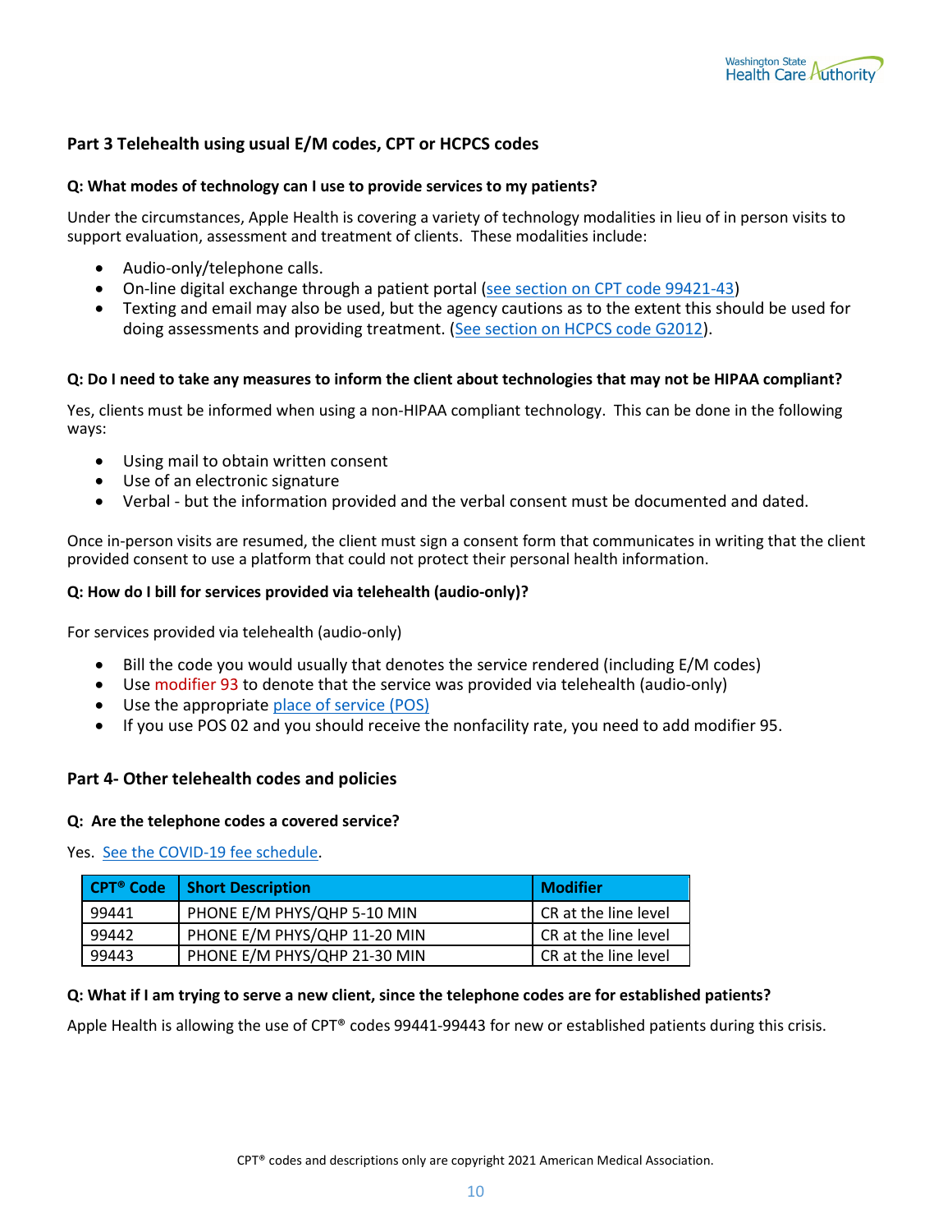## Part 3 Telehealth using usual E/M codes, CPT or HCPCS codes

**Q: What modes of technology can I use to provide services to my patients?**

Under the circumstances, Apple Health is covering a variety of technology modalities in lieu of in person visits to support evaluation, assessment and treatment of clients. These modalities include:

- Audio-only/telephone calls.
- On-line digital exchange through a patient portal (see section on CPT code 99421-43)
- Texting and email may also be used, but the agency cautions as to the extent this should be used for doing assessments and providing treatment. (See section on HCPCS code G2012).

**Q: Do I need to take any measures to inform the client about technologies that may not be HIPAA compliant?**

Yes, clients must be informed when using a non-HIPAA compliant technology. This can be done in the following ways:

- Using mail to obtain written consent
- Use of an electronic signature
- Verbal - but the information provided and the verbal consent must be documented and dated.

Once in-person visits are resumed, the client must sign a consent form that communicates in writing that the client provided consent to use a platform that could not protect their personal health information.

**Q: How do I bill for services provided via telehealth (audio-only)?**

For services provided via telehealth (audio-only)

- Bill the code you would usually that denotes the service rendered (including E/M codes)
- Use modifier 93 to denote that the service was provided via telehealth (audio-only)
- Use the appropriate place of service (POS)
- If you use POS 02 and you should receive the nonfacility rate, you need to add modifier 95.

## Part 4- Other telehealth codes and policies

**Q: Are the telephone codes a covered service?**

Yes. See the COVID-19 fee schedule.

| CPT® Code | Short Description | Modifier |
|---|---|---|
| 99441 | PHONE E/M PHYS/QHP 5-10 MIN | CR at the line level |
| 99442 | PHONE E/M PHYS/QHP 11-20 MIN | CR at the line level |
| 99443 | PHONE E/M PHYS/QHP 21-30 MIN | CR at the line level |

**Q: What if I am trying to serve a new client, since the telephone codes are for established patients?**

Apple Health is allowing the use of CPT® codes 99441-99443 for new or established patients during this crisis.

CPT® codes and descriptions only are copyright 2021 American Medical Association.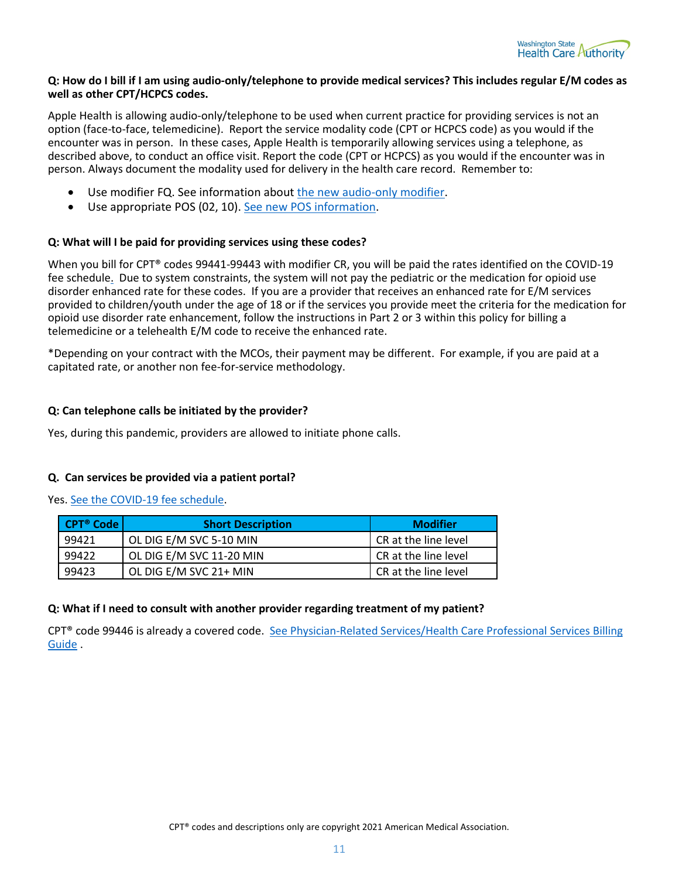**Q: How do I bill if I am using audio-only/telephone to provide medical services? This includes regular E/M codes as well as other CPT/HCPCS codes.**

Apple Health is allowing audio-only/telephone to be used when current practice for providing services is not an option (face-to-face, telemedicine). Report the service modality code (CPT or HCPCS code) as you would if the encounter was in person. In these cases, Apple Health is temporarily allowing services using a telephone, as described above, to conduct an office visit. Report the code (CPT or HCPCS) as you would if the encounter was in person. Always document the modality used for delivery in the health care record. Remember to:

- Use modifier FQ. See information about the new audio-only modifier.
- Use appropriate POS (02, 10). See new POS information.

**Q: What will I be paid for providing services using these codes?**

When you bill for CPT® codes 99441-99443 with modifier CR, you will be paid the rates identified on the COVID-19 fee schedule. Due to system constraints, the system will not pay the pediatric or the medication for opioid use disorder enhanced rate for these codes. If you are a provider that receives an enhanced rate for E/M services provided to children/youth under the age of 18 or if the services you provide meet the criteria for the medication for opioid use disorder rate enhancement, follow the instructions in Part 2 or 3 within this policy for billing a telemedicine or a telehealth E/M code to receive the enhanced rate.

*Depending on your contract with the MCOs, their payment may be different. For example, if you are paid at a capitated rate, or another non fee-for-service methodology.

**Q: Can telephone calls be initiated by the provider?**

Yes, during this pandemic, providers are allowed to initiate phone calls.

**Q. Can services be provided via a patient portal?**

Yes. See the COVID-19 fee schedule.

| CPT® Code | Short Description | Modifier |
|---|---|---|
| 99421 | OL DIG E/M SVC 5-10 MIN | CR at the line level |
| 99422 | OL DIG E/M SVC 11-20 MIN | CR at the line level |
| 99423 | OL DIG E/M SVC 21+ MIN | CR at the line level |

**Q: What if I need to consult with another provider regarding treatment of my patient?**

CPT® code 99446 is already a covered code. See Physician-Related Services/Health Care Professional Services Billing Guide .

CPT® codes and descriptions only are copyright 2021 American Medical Association.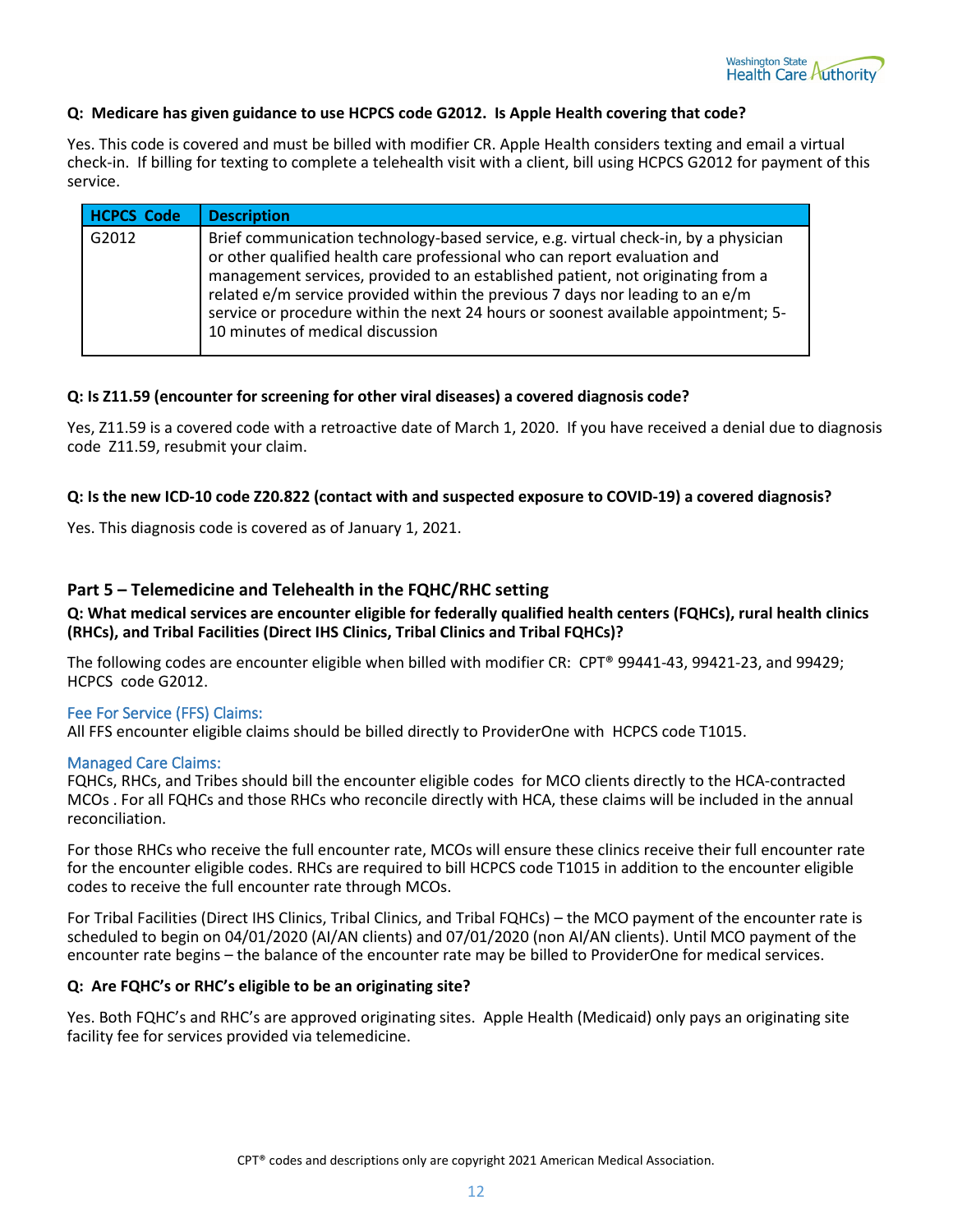**Q: Medicare has given guidance to use HCPCS code G2012. Is Apple Health covering that code?**

Yes. This code is covered and must be billed with modifier CR. Apple Health considers texting and email a virtual check-in. If billing for texting to complete a telehealth visit with a client, bill using HCPCS G2012 for payment of this service.

| HCPCS Code | Description |
| --- | --- |
| G2012 | Brief communication technology-based service, e.g. virtual check-in, by a physician or other qualified health care professional who can report evaluation and management services, provided to an established patient, not originating from a related e/m service provided within the previous 7 days nor leading to an e/m service or procedure within the next 24 hours or soonest available appointment; 5-10 minutes of medical discussion |

**Q: Is Z11.59 (encounter for screening for other viral diseases) a covered diagnosis code?**

Yes, Z11.59 is a covered code with a retroactive date of March 1, 2020. If you have received a denial due to diagnosis code Z11.59, resubmit your claim.

**Q: Is the new ICD-10 code Z20.822 (contact with and suspected exposure to COVID-19) a covered diagnosis?**

Yes. This diagnosis code is covered as of January 1, 2021.

## Part 5 – Telemedicine and Telehealth in the FQHC/RHC setting

**Q: What medical services are encounter eligible for federally qualified health centers (FQHCs), rural health clinics (RHCs), and Tribal Facilities (Direct IHS Clinics, Tribal Clinics and Tribal FQHCs)?**

The following codes are encounter eligible when billed with modifier CR: CPT® 99441-43, 99421-23, and 99429; HCPCS code G2012.

### Fee For Service (FFS) Claims:

All FFS encounter eligible claims should be billed directly to ProviderOne with HCPCS code T1015.

### Managed Care Claims:

FQHCs, RHCs, and Tribes should bill the encounter eligible codes for MCO clients directly to the HCA-contracted MCOs . For all FQHCs and those RHCs who reconcile directly with HCA, these claims will be included in the annual reconciliation.

For those RHCs who receive the full encounter rate, MCOs will ensure these clinics receive their full encounter rate for the encounter eligible codes. RHCs are required to bill HCPCS code T1015 in addition to the encounter eligible codes to receive the full encounter rate through MCOs.

For Tribal Facilities (Direct IHS Clinics, Tribal Clinics, and Tribal FQHCs) – the MCO payment of the encounter rate is scheduled to begin on 04/01/2020 (AI/AN clients) and 07/01/2020 (non AI/AN clients). Until MCO payment of the encounter rate begins – the balance of the encounter rate may be billed to ProviderOne for medical services.

**Q: Are FQHC's or RHC's eligible to be an originating site?**

Yes. Both FQHC's and RHC's are approved originating sites. Apple Health (Medicaid) only pays an originating site facility fee for services provided via telemedicine.

CPT® codes and descriptions only are copyright 2021 American Medical Association.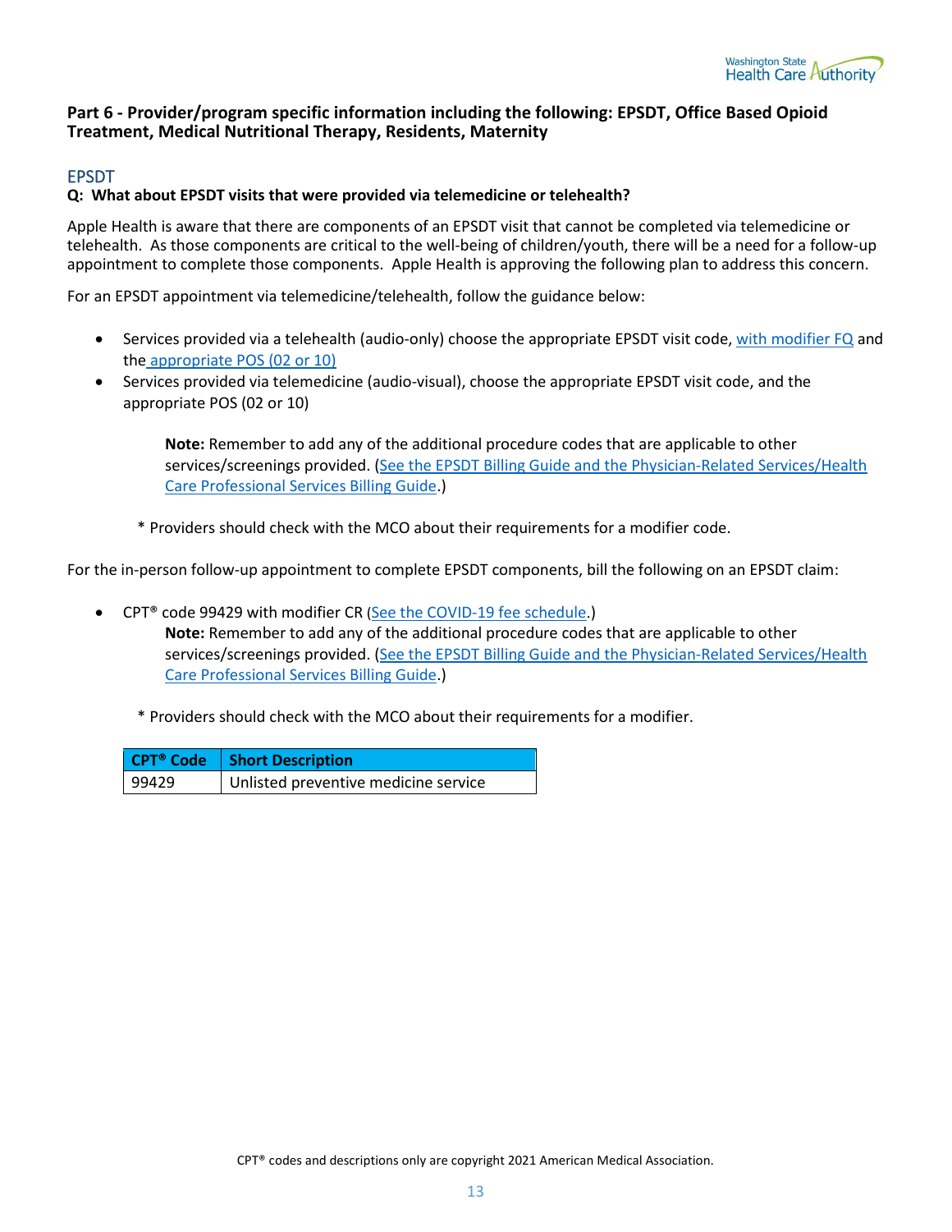## Part 6 - Provider/program specific information including the following: EPSDT, Office Based Opioid Treatment, Medical Nutritional Therapy, Residents, Maternity

### EPSDT

**Q: What about EPSDT visits that were provided via telemedicine or telehealth?**

Apple Health is aware that there are components of an EPSDT visit that cannot be completed via telemedicine or telehealth. As those components are critical to the well-being of children/youth, there will be a need for a follow-up appointment to complete those components. Apple Health is approving the following plan to address this concern.

For an EPSDT appointment via telemedicine/telehealth, follow the guidance below:

- Services provided via a telehealth (audio-only) choose the appropriate EPSDT visit code, with modifier FQ and the appropriate POS (02 or 10)
- Services provided via telemedicine (audio-visual), choose the appropriate EPSDT visit code, and the appropriate POS (02 or 10)

  **Note:** Remember to add any of the additional procedure codes that are applicable to other services/screenings provided. (See the EPSDT Billing Guide and the Physician-Related Services/Health Care Professional Services Billing Guide.)

  * Providers should check with the MCO about their requirements for a modifier code.

For the in-person follow-up appointment to complete EPSDT components, bill the following on an EPSDT claim:

- CPT® code 99429 with modifier CR (See the COVID-19 fee schedule.)

  **Note:** Remember to add any of the additional procedure codes that are applicable to other services/screenings provided. (See the EPSDT Billing Guide and the Physician-Related Services/Health Care Professional Services Billing Guide.)

  * Providers should check with the MCO about their requirements for a modifier.

| CPT® Code | Short Description |
|---|---|
| 99429 | Unlisted preventive medicine service |

CPT® codes and descriptions only are copyright 2021 American Medical Association.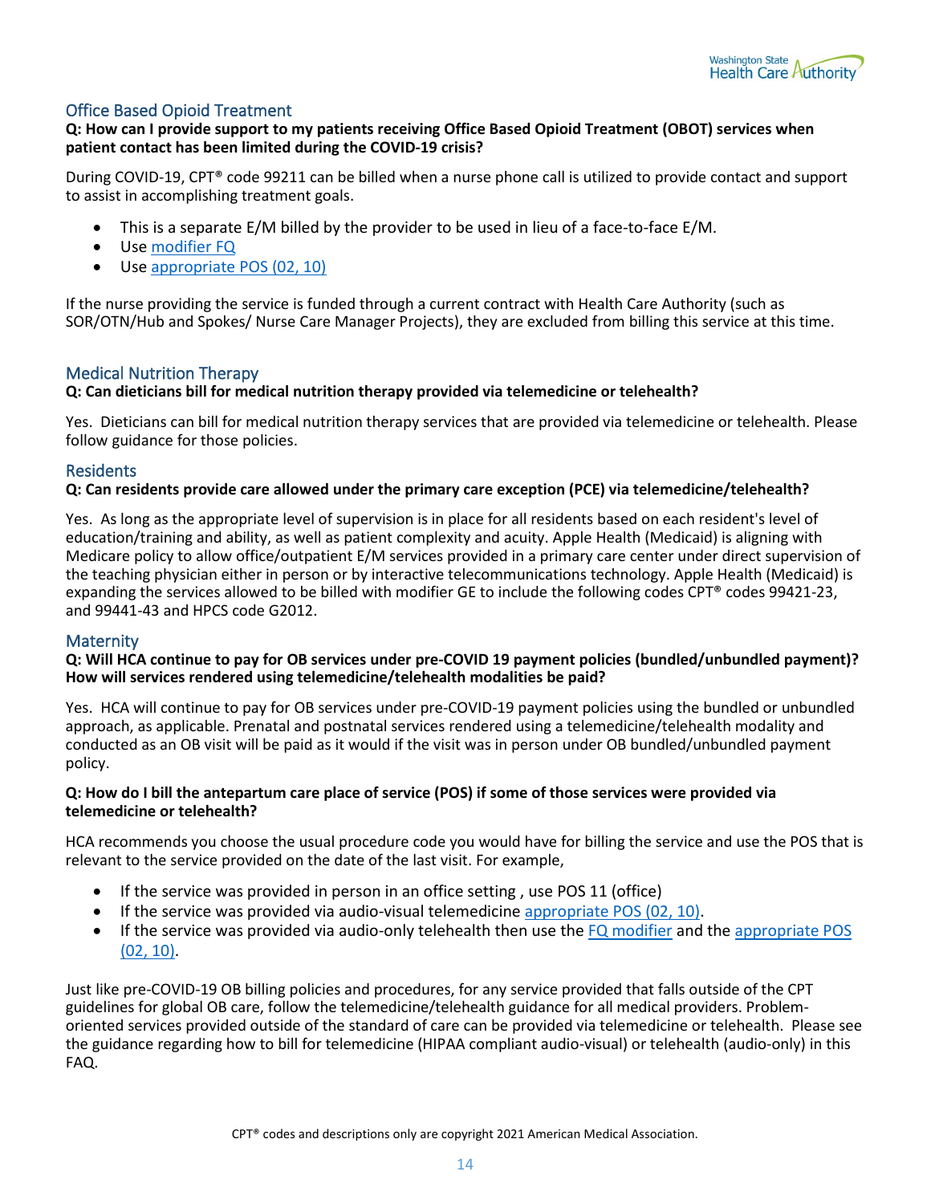## Office Based Opioid Treatment

**Q: How can I provide support to my patients receiving Office Based Opioid Treatment (OBOT) services when patient contact has been limited during the COVID-19 crisis?**

During COVID-19, CPT® code 99211 can be billed when a nurse phone call is utilized to provide contact and support to assist in accomplishing treatment goals.

- This is a separate E/M billed by the provider to be used in lieu of a face-to-face E/M.
- Use modifier FQ
- Use appropriate POS (02, 10)

If the nurse providing the service is funded through a current contract with Health Care Authority (such as SOR/OTN/Hub and Spokes/ Nurse Care Manager Projects), they are excluded from billing this service at this time.

## Medical Nutrition Therapy

**Q: Can dieticians bill for medical nutrition therapy provided via telemedicine or telehealth?**

Yes. Dieticians can bill for medical nutrition therapy services that are provided via telemedicine or telehealth. Please follow guidance for those policies.

## Residents

**Q: Can residents provide care allowed under the primary care exception (PCE) via telemedicine/telehealth?**

Yes. As long as the appropriate level of supervision is in place for all residents based on each resident's level of education/training and ability, as well as patient complexity and acuity. Apple Health (Medicaid) is aligning with Medicare policy to allow office/outpatient E/M services provided in a primary care center under direct supervision of the teaching physician either in person or by interactive telecommunications technology. Apple Health (Medicaid) is expanding the services allowed to be billed with modifier GE to include the following codes CPT® codes 99421-23, and 99441-43 and HPCS code G2012.

## Maternity

**Q: Will HCA continue to pay for OB services under pre-COVID 19 payment policies (bundled/unbundled payment)? How will services rendered using telemedicine/telehealth modalities be paid?**

Yes. HCA will continue to pay for OB services under pre-COVID-19 payment policies using the bundled or unbundled approach, as applicable. Prenatal and postnatal services rendered using a telemedicine/telehealth modality and conducted as an OB visit will be paid as it would if the visit was in person under OB bundled/unbundled payment policy.

**Q: How do I bill the antepartum care place of service (POS) if some of those services were provided via telemedicine or telehealth?**

HCA recommends you choose the usual procedure code you would have for billing the service and use the POS that is relevant to the service provided on the date of the last visit. For example,

- If the service was provided in person in an office setting , use POS 11 (office)
- If the service was provided via audio-visual telemedicine appropriate POS (02, 10).
- If the service was provided via audio-only telehealth then use the FQ modifier and the appropriate POS (02, 10).

Just like pre-COVID-19 OB billing policies and procedures, for any service provided that falls outside of the CPT guidelines for global OB care, follow the telemedicine/telehealth guidance for all medical providers. Problem-oriented services provided outside of the standard of care can be provided via telemedicine or telehealth. Please see the guidance regarding how to bill for telemedicine (HIPAA compliant audio-visual) or telehealth (audio-only) in this FAQ.

CPT® codes and descriptions only are copyright 2021 American Medical Association.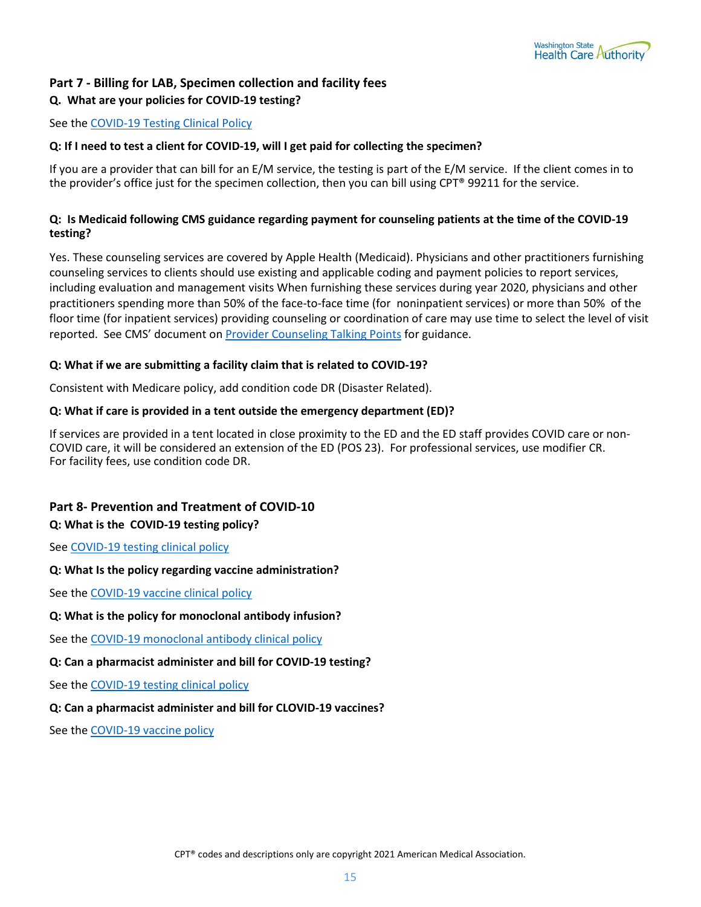## Part 7 - Billing for LAB, Specimen collection and facility fees

**Q. What are your policies for COVID-19 testing?**

See the COVID-19 Testing Clinical Policy

**Q: If I need to test a client for COVID-19, will I get paid for collecting the specimen?**

If you are a provider that can bill for an E/M service, the testing is part of the E/M service. If the client comes in to the provider's office just for the specimen collection, then you can bill using CPT® 99211 for the service.

**Q: Is Medicaid following CMS guidance regarding payment for counseling patients at the time of the COVID-19 testing?**

Yes. These counseling services are covered by Apple Health (Medicaid). Physicians and other practitioners furnishing counseling services to clients should use existing and applicable coding and payment policies to report services, including evaluation and management visits When furnishing these services during year 2020, physicians and other practitioners spending more than 50% of the face-to-face time (for noninpatient services) or more than 50% of the floor time (for inpatient services) providing counseling or coordination of care may use time to select the level of visit reported. See CMS' document on Provider Counseling Talking Points for guidance.

**Q: What if we are submitting a facility claim that is related to COVID-19?**

Consistent with Medicare policy, add condition code DR (Disaster Related).

**Q: What if care is provided in a tent outside the emergency department (ED)?**

If services are provided in a tent located in close proximity to the ED and the ED staff provides COVID care or non-COVID care, it will be considered an extension of the ED (POS 23). For professional services, use modifier CR. For facility fees, use condition code DR.

## Part 8- Prevention and Treatment of COVID-10

**Q: What is the COVID-19 testing policy?**

See COVID-19 testing clinical policy

**Q: What Is the policy regarding vaccine administration?**

See the COVID-19 vaccine clinical policy

**Q: What is the policy for monoclonal antibody infusion?**

See the COVID-19 monoclonal antibody clinical policy

**Q: Can a pharmacist administer and bill for COVID-19 testing?**

See the COVID-19 testing clinical policy

**Q: Can a pharmacist administer and bill for CLOVID-19 vaccines?**

See the COVID-19 vaccine policy

CPT® codes and descriptions only are copyright 2021 American Medical Association.